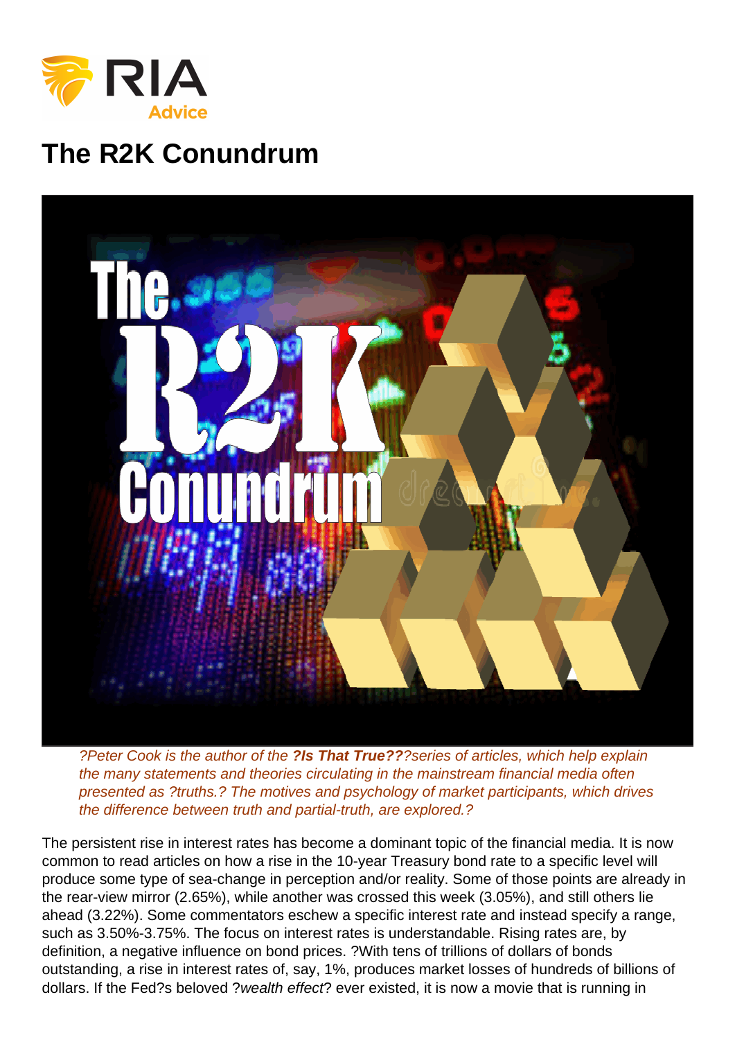# The R2K Conundrum

*?Peter Cook is the author of the **?Is That True??**?series of articles, which help explain the many statements and theories circulating in the mainstream financial media often presented as ?truths.? The motives and psychology of market participants, which drives the difference between truth and partial-truth, are explored.?*

The persistent rise in interest rates has become a dominant topic of the financial media. It is now common to read articles on how a rise in the 10-year Treasury bond rate to a specific level will produce some type of sea-change in perception and/or reality. Some of those points are already in the rear-view mirror (2.65%), while another was crossed this week (3.05%), and still others lie ahead (3.22%). Some commentators eschew a specific interest rate and instead specify a range, such as 3.50%-3.75%. The focus on interest rates is understandable. Rising rates are, by definition, a negative influence on bond prices. ?With tens of trillions of dollars of bonds outstanding, a rise in interest rates of, say, 1%, produces market losses of hundreds of billions of dollars. If the Fed?s beloved ?*wealth effect*? ever existed, it is now a movie that is running in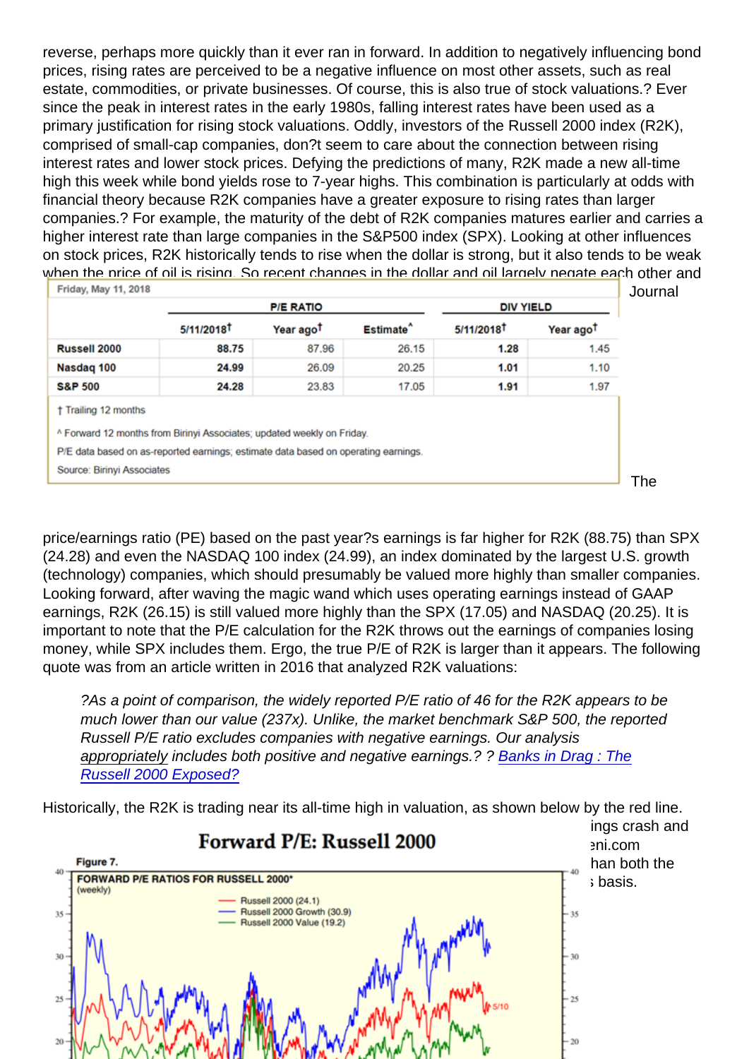reverse, perhaps more quickly than it ever ran in forward. In addition to negatively influencing bond prices, rising rates are perceived to be a negative influence on most other assets, such as real estate, commodities, or private businesses. Of course, this is also true of stock valuations.? Ever since the peak in interest rates in the early 1980s, falling interest rates have been used as a primary justification for rising stock valuations. Oddly, investors of the Russell 2000 index (R2K), comprised of small-cap companies, don?t seem to care about the connection between rising interest rates and lower stock prices. Defying the predictions of many, R2K made a new all-time high this week while bond yields rose to 7-year highs. This combination is particularly at odds with financial theory because R2K companies have a greater exposure to rising rates than larger companies.? For example, the maturity of the debt of R2K companies matures earlier and carries a higher interest rate than large companies in the S&P500 index (SPX). Looking at other influences on stock prices, R2K historically tends to rise when the dollar is strong, but it also tends to be weak when the price of oil is rising. So recent changes in the dollar and oil largely negate each other and ... Journal

Friday, May 11, 2018

| | P/E RATIO | | | DIV YIELD | |
|---|---|---|---|---|---|
| | 5/11/2018† | Year ago† | Estimate^ | 5/11/2018† | Year ago† |
| **Russell 2000** | 88.75 | 87.96 | 26.15 | 1.28 | 1.45 |
| **Nasdaq 100** | 24.99 | 26.09 | 20.25 | 1.01 | 1.10 |
| **S&P 500** | 24.28 | 23.83 | 17.05 | 1.91 | 1.97 |

† Trailing 12 months

^ Forward 12 months from Birinyi Associates; updated weekly on Friday.

P/E data based on as-reported earnings; estimate data based on operating earnings.

Source: Birinyi Associates

The price/earnings ratio (PE) based on the past year?s earnings is far higher for R2K (88.75) than SPX (24.28) and even the NASDAQ 100 index (24.99), an index dominated by the largest U.S. growth (technology) companies, which should presumably be valued more highly than smaller companies. Looking forward, after waving the magic wand which uses operating earnings instead of GAAP earnings, R2K (26.15) is still valued more highly than the SPX (17.05) and NASDAQ (20.25). It is important to note that the P/E calculation for the R2K throws out the earnings of companies losing money, while SPX includes them. Ergo, the true P/E of R2K is larger than it appears. The following quote was from an article written in 2016 that analyzed R2K valuations:

> ?As a point of comparison, the widely reported P/E ratio of 46 for the R2K appears to be much lower than our value (237x). Unlike, the market benchmark S&P 500, the reported Russell P/E ratio excludes companies with negative earnings. Our analysis *appropriately* includes both positive and negative earnings.? ? Banks in Drag : The Russell 2000 Exposed?

Historically, the R2K is trading near its all-time high in valuation, as shown below by the red line.

...ings crash and ...eni.com ...han both the ...s basis.

**Forward P/E: Russell 2000**

Figure 7.

FORWARD P/E RATIOS FOR RUSSELL 2000* (weekly)

Russell 2000 (24.1)
Russell 2000 Growth (30.9)
Russell 2000 Value (19.2)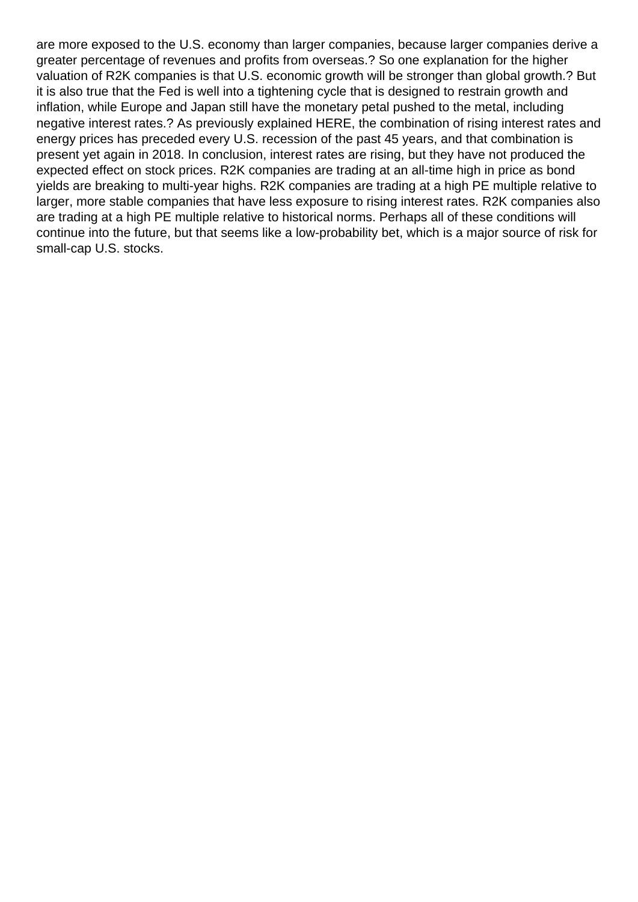are more exposed to the U.S. economy than larger companies, because larger companies derive a greater percentage of revenues and profits from overseas.? So one explanation for the higher valuation of R2K companies is that U.S. economic growth will be stronger than global growth.? But it is also true that the Fed is well into a tightening cycle that is designed to restrain growth and inflation, while Europe and Japan still have the monetary petal pushed to the metal, including negative interest rates.? As previously explained HERE, the combination of rising interest rates and energy prices has preceded every U.S. recession of the past 45 years, and that combination is present yet again in 2018. In conclusion, interest rates are rising, but they have not produced the expected effect on stock prices. R2K companies are trading at an all-time high in price as bond yields are breaking to multi-year highs. R2K companies are trading at a high PE multiple relative to larger, more stable companies that have less exposure to rising interest rates. R2K companies also are trading at a high PE multiple relative to historical norms. Perhaps all of these conditions will continue into the future, but that seems like a low-probability bet, which is a major source of risk for small-cap U.S. stocks.